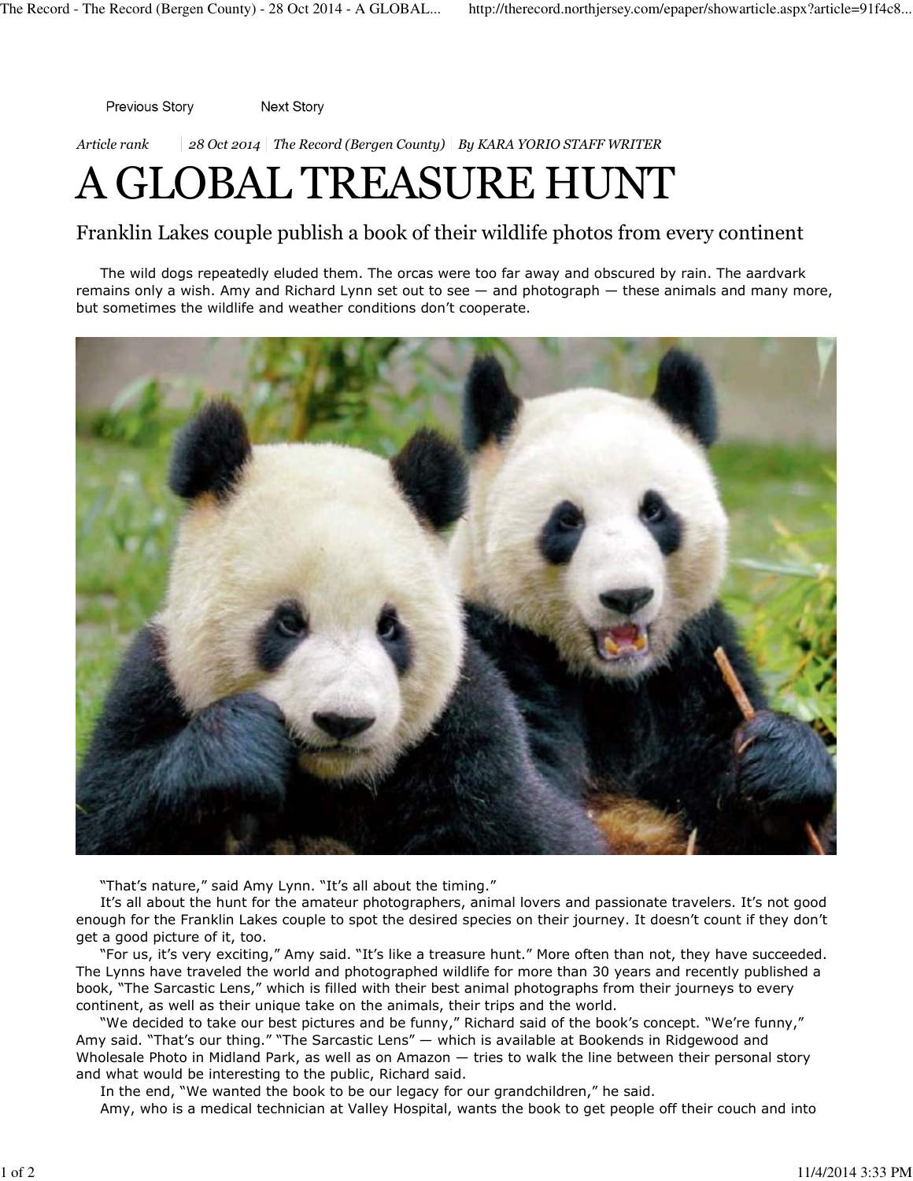Previous Story Next Story

*Article rank | 28 Oct 2014 | The Record (Bergen County) | By KARA YORIO STAFF WRITER*

# A GLOBAL TREASURE HUNT

## Franklin Lakes couple publish a book of their wildlife photos from every continent

The wild dogs repeatedly eluded them. The orcas were too far away and obscured by rain. The aardvark remains only a wish. Amy and Richard Lynn set out to see — and photograph — these animals and many more, but sometimes the wildlife and weather conditions don't cooperate.

"That's nature," said Amy Lynn. "It's all about the timing."

It's all about the hunt for the amateur photographers, animal lovers and passionate travelers. It's not good enough for the Franklin Lakes couple to spot the desired species on their journey. It doesn't count if they don't get a good picture of it, too.

"For us, it's very exciting," Amy said. "It's like a treasure hunt." More often than not, they have succeeded. The Lynns have traveled the world and photographed wildlife for more than 30 years and recently published a book, "The Sarcastic Lens," which is filled with their best animal photographs from their journeys to every continent, as well as their unique take on the animals, their trips and the world.

"We decided to take our best pictures and be funny," Richard said of the book's concept. "We're funny," Amy said. "That's our thing." "The Sarcastic Lens" — which is available at Bookends in Ridgewood and Wholesale Photo in Midland Park, as well as on Amazon — tries to walk the line between their personal story and what would be interesting to the public, Richard said.

In the end, "We wanted the book to be our legacy for our grandchildren," he said.

Amy, who is a medical technician at Valley Hospital, wants the book to get people off their couch and into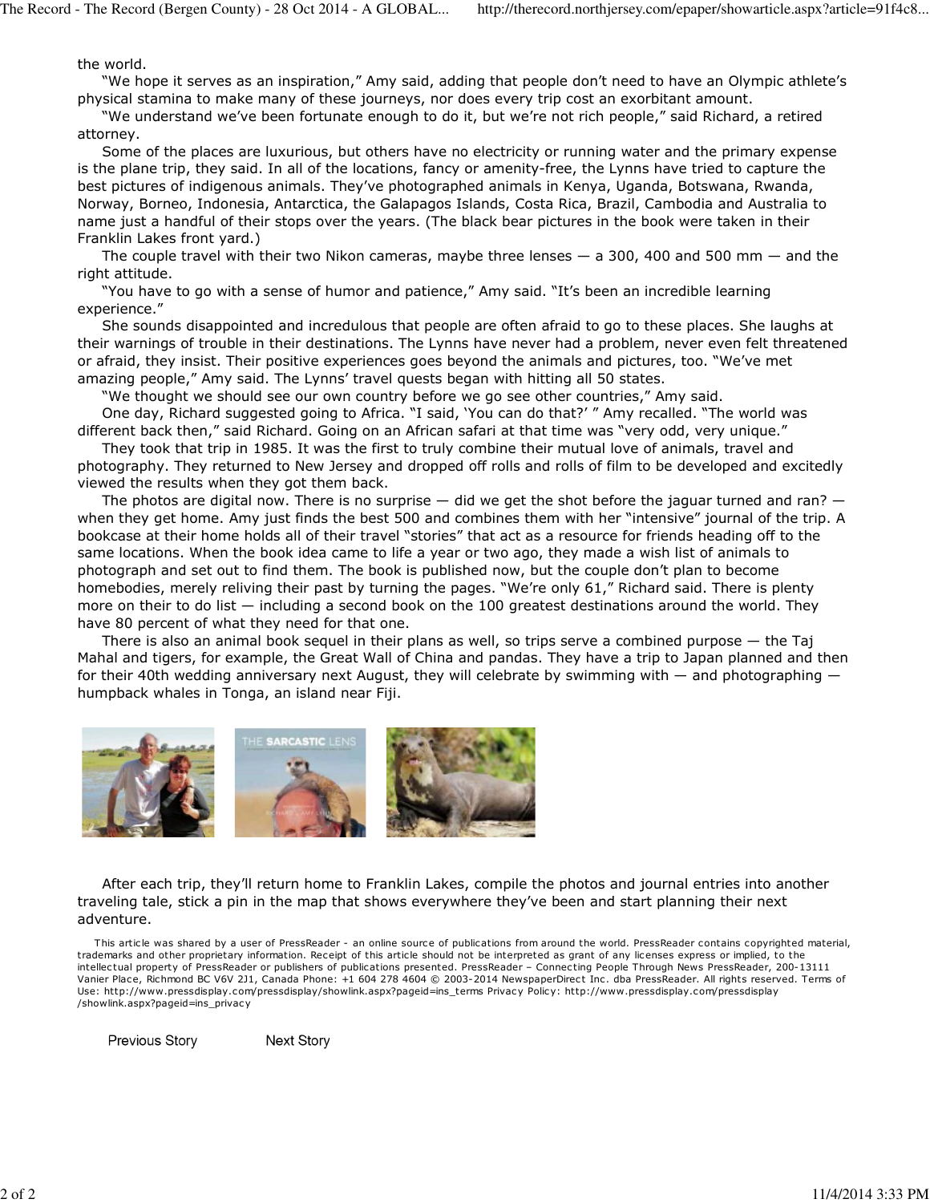the world.

"We hope it serves as an inspiration," Amy said, adding that people don't need to have an Olympic athlete's physical stamina to make many of these journeys, nor does every trip cost an exorbitant amount.

"We understand we've been fortunate enough to do it, but we're not rich people," said Richard, a retired attorney.

Some of the places are luxurious, but others have no electricity or running water and the primary expense is the plane trip, they said. In all of the locations, fancy or amenity-free, the Lynns have tried to capture the best pictures of indigenous animals. They've photographed animals in Kenya, Uganda, Botswana, Rwanda, Norway, Borneo, Indonesia, Antarctica, the Galapagos Islands, Costa Rica, Brazil, Cambodia and Australia to name just a handful of their stops over the years. (The black bear pictures in the book were taken in their Franklin Lakes front yard.)

The couple travel with their two Nikon cameras, maybe three lenses — a 300, 400 and 500 mm — and the right attitude.

"You have to go with a sense of humor and patience," Amy said. "It's been an incredible learning experience."

She sounds disappointed and incredulous that people are often afraid to go to these places. She laughs at their warnings of trouble in their destinations. The Lynns have never had a problem, never even felt threatened or afraid, they insist. Their positive experiences goes beyond the animals and pictures, too. "We've met amazing people," Amy said. The Lynns' travel quests began with hitting all 50 states.

"We thought we should see our own country before we go see other countries," Amy said.

One day, Richard suggested going to Africa. "I said, 'You can do that?' " Amy recalled. "The world was different back then," said Richard. Going on an African safari at that time was "very odd, very unique."

They took that trip in 1985. It was the first to truly combine their mutual love of animals, travel and photography. They returned to New Jersey and dropped off rolls and rolls of film to be developed and excitedly viewed the results when they got them back.

The photos are digital now. There is no surprise — did we get the shot before the jaguar turned and ran? — when they get home. Amy just finds the best 500 and combines them with her "intensive" journal of the trip. A bookcase at their home holds all of their travel "stories" that act as a resource for friends heading off to the same locations. When the book idea came to life a year or two ago, they made a wish list of animals to photograph and set out to find them. The book is published now, but the couple don't plan to become homebodies, merely reliving their past by turning the pages. "We're only 61," Richard said. There is plenty more on their to do list — including a second book on the 100 greatest destinations around the world. They have 80 percent of what they need for that one.

There is also an animal book sequel in their plans as well, so trips serve a combined purpose — the Taj Mahal and tigers, for example, the Great Wall of China and pandas. They have a trip to Japan planned and then for their 40th wedding anniversary next August, they will celebrate by swimming with — and photographing — humpback whales in Tonga, an island near Fiji.

After each trip, they'll return home to Franklin Lakes, compile the photos and journal entries into another traveling tale, stick a pin in the map that shows everywhere they've been and start planning their next adventure.

This article was shared by a user of PressReader - an online source of publications from around the world. PressReader contains copyrighted material, trademarks and other proprietary information. Receipt of this article should not be interpreted as grant of any licenses express or implied, to the intellectual property of PressReader or publishers of publications presented. PressReader – Connecting People Through News PressReader, 200-13111 Vanier Place, Richmond BC V6V 2J1, Canada Phone: +1 604 278 4604 © 2003-2014 NewspaperDirect Inc. dba PressReader. All rights reserved. Terms of Use: http://www.pressdisplay.com/pressdisplay/showlink.aspx?pageid=ins_terms Privacy Policy: http://www.pressdisplay.com/pressdisplay/showlink.aspx?pageid=ins_privacy

Previous Story Next Story